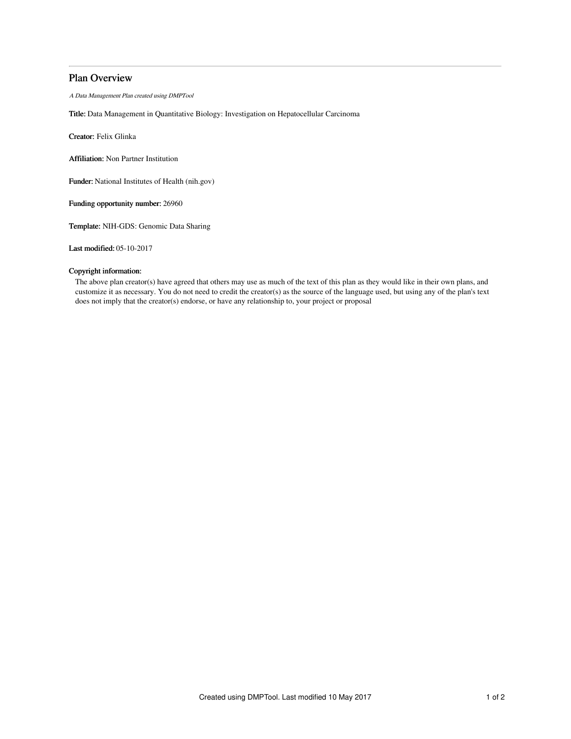# Plan Overview

*A Data Management Plan created using DMPTool*

**Title:** Data Management in Quantitative Biology: Investigation on Hepatocellular Carcinoma

**Creator:** Felix Glinka

**Affiliation:** Non Partner Institution

**Funder:** National Institutes of Health (nih.gov)

**Funding opportunity number:** 26960

**Template:** NIH-GDS: Genomic Data Sharing

**Last modified:** 05-10-2017

**Copyright information:**

The above plan creator(s) have agreed that others may use as much of the text of this plan as they would like in their own plans, and customize it as necessary. You do not need to credit the creator(s) as the source of the language used, but using any of the plan's text does not imply that the creator(s) endorse, or have any relationship to, your project or proposal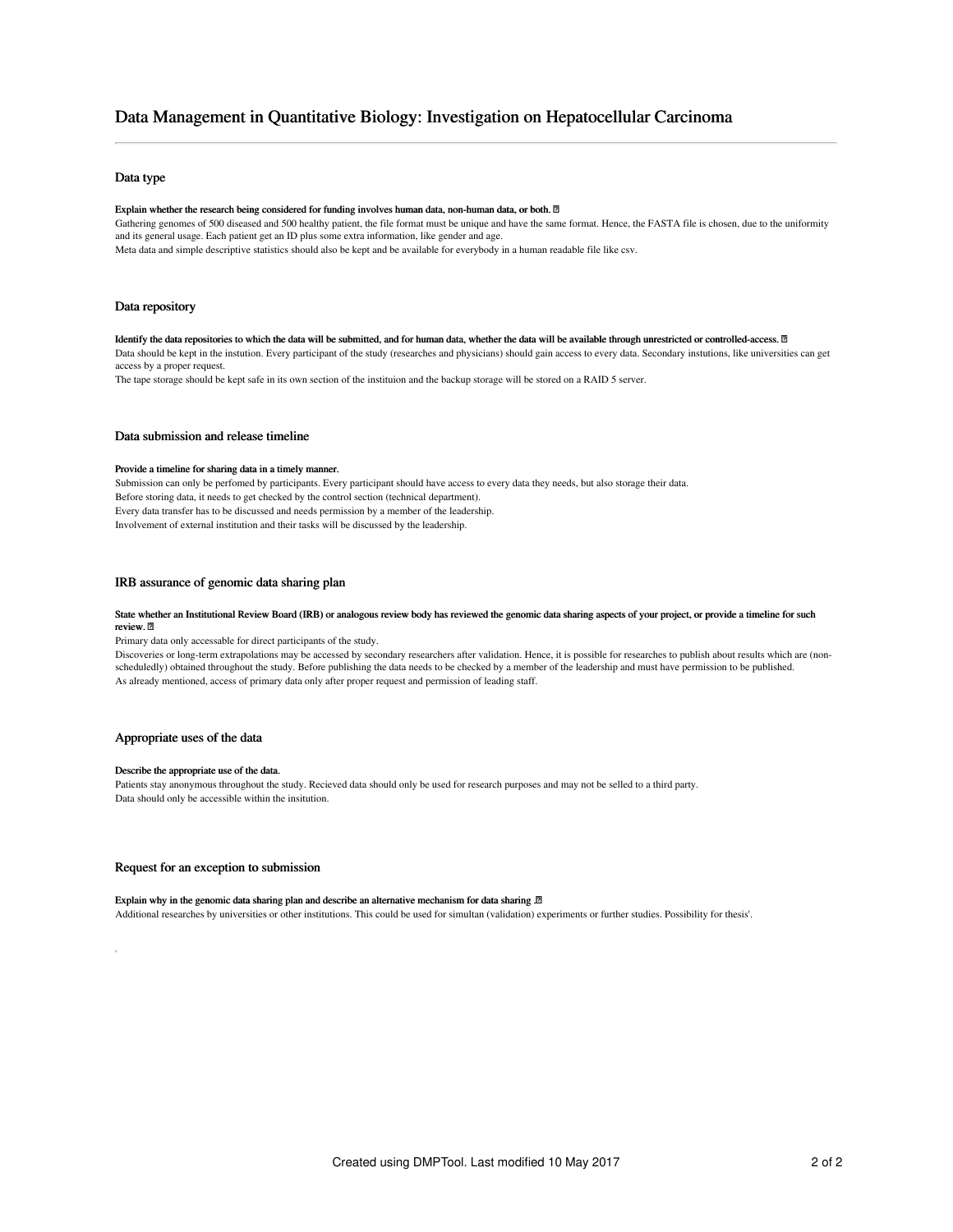## Data Management in Quantitative Biology: Investigation on Hepatocellular Carcinoma

### Data type

**Explain whether the research being considered for funding involves human data, non-human data, or both.**

Gathering genomes of 500 diseased and 500 healthy patient, the file format must be unique and have the same format. Hence, the FASTA file is chosen, due to the uniformity and its general usage. Each patient get an ID plus some extra information, like gender and age.

Meta data and simple descriptive statistics should also be kept and be available for everybody in a human readable file like csv.

### Data repository

**Identify the data repositories to which the data will be submitted, and for human data, whether the data will be available through unrestricted or controlled-access.**

Data should be kept in the instution. Every participant of the study (researches and physicians) should gain access to every data. Secondary instutions, like universities can get access by a proper request.

The tape storage should be kept safe in its own section of the instituion and the backup storage will be stored on a RAID 5 server.

### Data submission and release timeline

**Provide a timeline for sharing data in a timely manner.**

Submission can only be perfomed by participants. Every participant should have access to every data they needs, but also storage their data.

Before storing data, it needs to get checked by the control section (technical department).

Every data transfer has to be discussed and needs permission by a member of the leadership.

Involvement of external institution and their tasks will be discussed by the leadership.

### IRB assurance of genomic data sharing plan

**State whether an Institutional Review Board (IRB) or analogous review body has reviewed the genomic data sharing aspects of your project, or provide a timeline for such review.**

Primary data only accessable for direct participants of the study.

Discoveries or long-term extrapolations may be accessed by secondary researchers after validation. Hence, it is possible for researches to publish about results which are (non-scheduledly) obtained throughout the study. Before publishing the data needs to be checked by a member of the leadership and must have permission to be published.

As already mentioned, access of primary data only after proper request and permission of leading staff.

### Appropriate uses of the data

**Describe the appropriate use of the data.**

Patients stay anonymous throughout the study. Recieved data should only be used for research purposes and may not be selled to a third party.

Data should only be accessible within the insitution.

### Request for an exception to submission

**Explain why in the genomic data sharing plan and describe an alternative mechanism for data sharing .**

Additional researches by universities or other institutions. This could be used for simultan (validation) experiments or further studies. Possibility for thesis'.